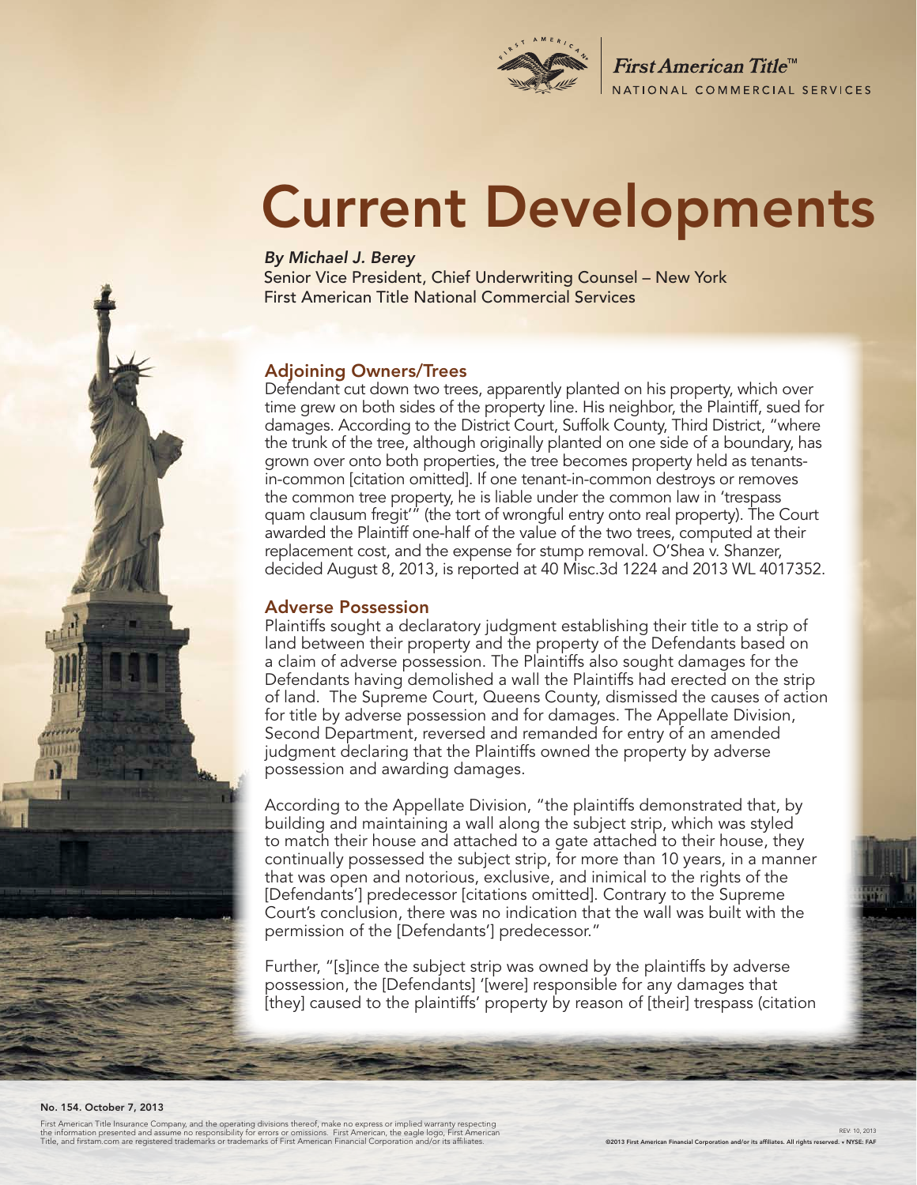# Current Developments

*By Michael J. Berey*
Senior Vice President, Chief Underwriting Counsel – New York
First American Title National Commercial Services

## Adjoining Owners/Trees

Defendant cut down two trees, apparently planted on his property, which over time grew on both sides of the property line. His neighbor, the Plaintiff, sued for damages. According to the District Court, Suffolk County, Third District, "where the trunk of the tree, although originally planted on one side of a boundary, has grown over onto both properties, the tree becomes property held as tenants-in-common [citation omitted]. If one tenant-in-common destroys or removes the common tree property, he is liable under the common law in 'trespass quam clausum fregit'" (the tort of wrongful entry onto real property). The Court awarded the Plaintiff one-half of the value of the two trees, computed at their replacement cost, and the expense for stump removal. O'Shea v. Shanzer, decided August 8, 2013, is reported at 40 Misc.3d 1224 and 2013 WL 4017352.

## Adverse Possession

Plaintiffs sought a declaratory judgment establishing their title to a strip of land between their property and the property of the Defendants based on a claim of adverse possession. The Plaintiffs also sought damages for the Defendants having demolished a wall the Plaintiffs had erected on the strip of land. The Supreme Court, Queens County, dismissed the causes of action for title by adverse possession and for damages. The Appellate Division, Second Department, reversed and remanded for entry of an amended judgment declaring that the Plaintiffs owned the property by adverse possession and awarding damages.

According to the Appellate Division, "the plaintiffs demonstrated that, by building and maintaining a wall along the subject strip, which was styled to match their house and attached to a gate attached to their house, they continually possessed the subject strip, for more than 10 years, in a manner that was open and notorious, exclusive, and inimical to the rights of the [Defendants'] predecessor [citations omitted]. Contrary to the Supreme Court's conclusion, there was no indication that the wall was built with the permission of the [Defendants'] predecessor."

Further, "[s]ince the subject strip was owned by the plaintiffs by adverse possession, the [Defendants] '[were] responsible for any damages that [they] caused to the plaintiffs' property by reason of [their] trespass (citation

No. 154. October 7, 2013

First American Title Insurance Company, and the operating divisions thereof, make no express or implied warranty respecting the information presented and assume no responsibility for errors or omissions. First American, the eagle logo, First American Title, and firstam.com are registered trademarks or trademarks of First American Financial Corporation and/or its affiliates.

REV: 10, 2013
©2013 First American Financial Corporation and/or its affiliates. All rights reserved. ▪ NYSE: FAF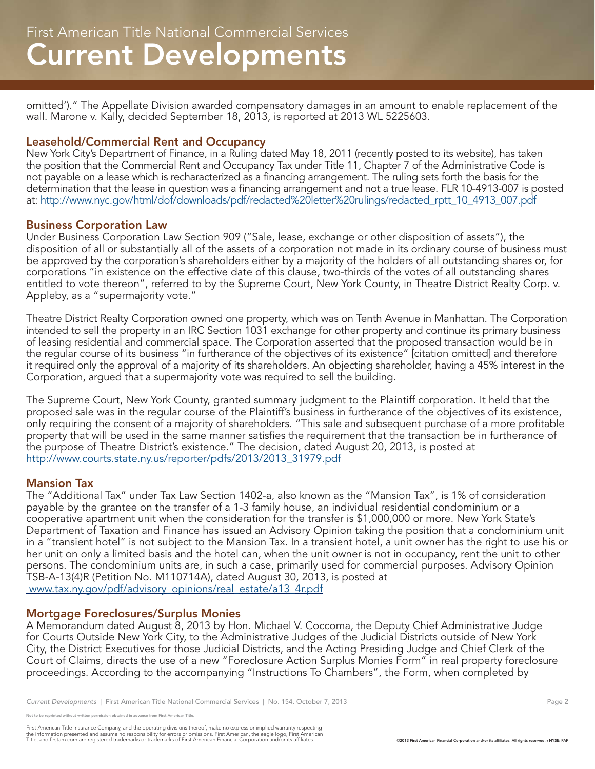omitted')." The Appellate Division awarded compensatory damages in an amount to enable replacement of the wall. Marone v. Kally, decided September 18, 2013, is reported at 2013 WL 5225603.

## Leasehold/Commercial Rent and Occupancy

New York City's Department of Finance, in a Ruling dated May 18, 2011 (recently posted to its website), has taken the position that the Commercial Rent and Occupancy Tax under Title 11, Chapter 7 of the Administrative Code is not payable on a lease which is recharacterized as a financing arrangement. The ruling sets forth the basis for the determination that the lease in question was a financing arrangement and not a true lease. FLR 10-4913-007 is posted at: http://www.nyc.gov/html/dof/downloads/pdf/redacted%20letter%20rulings/redacted_rptt_10_4913_007.pdf

## Business Corporation Law

Under Business Corporation Law Section 909 ("Sale, lease, exchange or other disposition of assets"), the disposition of all or substantially all of the assets of a corporation not made in its ordinary course of business must be approved by the corporation's shareholders either by a majority of the holders of all outstanding shares or, for corporations "in existence on the effective date of this clause, two-thirds of the votes of all outstanding shares entitled to vote thereon", referred to by the Supreme Court, New York County, in Theatre District Realty Corp. v. Appleby, as a "supermajority vote."

Theatre District Realty Corporation owned one property, which was on Tenth Avenue in Manhattan. The Corporation intended to sell the property in an IRC Section 1031 exchange for other property and continue its primary business of leasing residential and commercial space. The Corporation asserted that the proposed transaction would be in the regular course of its business "in furtherance of the objectives of its existence" [citation omitted] and therefore it required only the approval of a majority of its shareholders. An objecting shareholder, having a 45% interest in the Corporation, argued that a supermajority vote was required to sell the building.

The Supreme Court, New York County, granted summary judgment to the Plaintiff corporation. It held that the proposed sale was in the regular course of the Plaintiff's business in furtherance of the objectives of its existence, only requiring the consent of a majority of shareholders. "This sale and subsequent purchase of a more profitable property that will be used in the same manner satisfies the requirement that the transaction be in furtherance of the purpose of Theatre District's existence." The decision, dated August 20, 2013, is posted at http://www.courts.state.ny.us/reporter/pdfs/2013/2013_31979.pdf

## Mansion Tax

The "Additional Tax" under Tax Law Section 1402-a, also known as the "Mansion Tax", is 1% of consideration payable by the grantee on the transfer of a 1-3 family house, an individual residential condominium or a cooperative apartment unit when the consideration for the transfer is $1,000,000 or more. New York State's Department of Taxation and Finance has issued an Advisory Opinion taking the position that a condominium unit in a "transient hotel" is not subject to the Mansion Tax. In a transient hotel, a unit owner has the right to use his or her unit on only a limited basis and the hotel can, when the unit owner is not in occupancy, rent the unit to other persons. The condominium units are, in such a case, primarily used for commercial purposes. Advisory Opinion TSB-A-13(4)R (Petition No. M110714A), dated August 30, 2013, is posted at www.tax.ny.gov/pdf/advisory_opinions/real_estate/a13_4r.pdf

## Mortgage Foreclosures/Surplus Monies

A Memorandum dated August 8, 2013 by Hon. Michael V. Coccoma, the Deputy Chief Administrative Judge for Courts Outside New York City, to the Administrative Judges of the Judicial Districts outside of New York City, the District Executives for those Judicial Districts, and the Acting Presiding Judge and Chief Clerk of the Court of Claims, directs the use of a new "Foreclosure Action Surplus Monies Form" in real property foreclosure proceedings. According to the accompanying "Instructions To Chambers", the Form, when completed by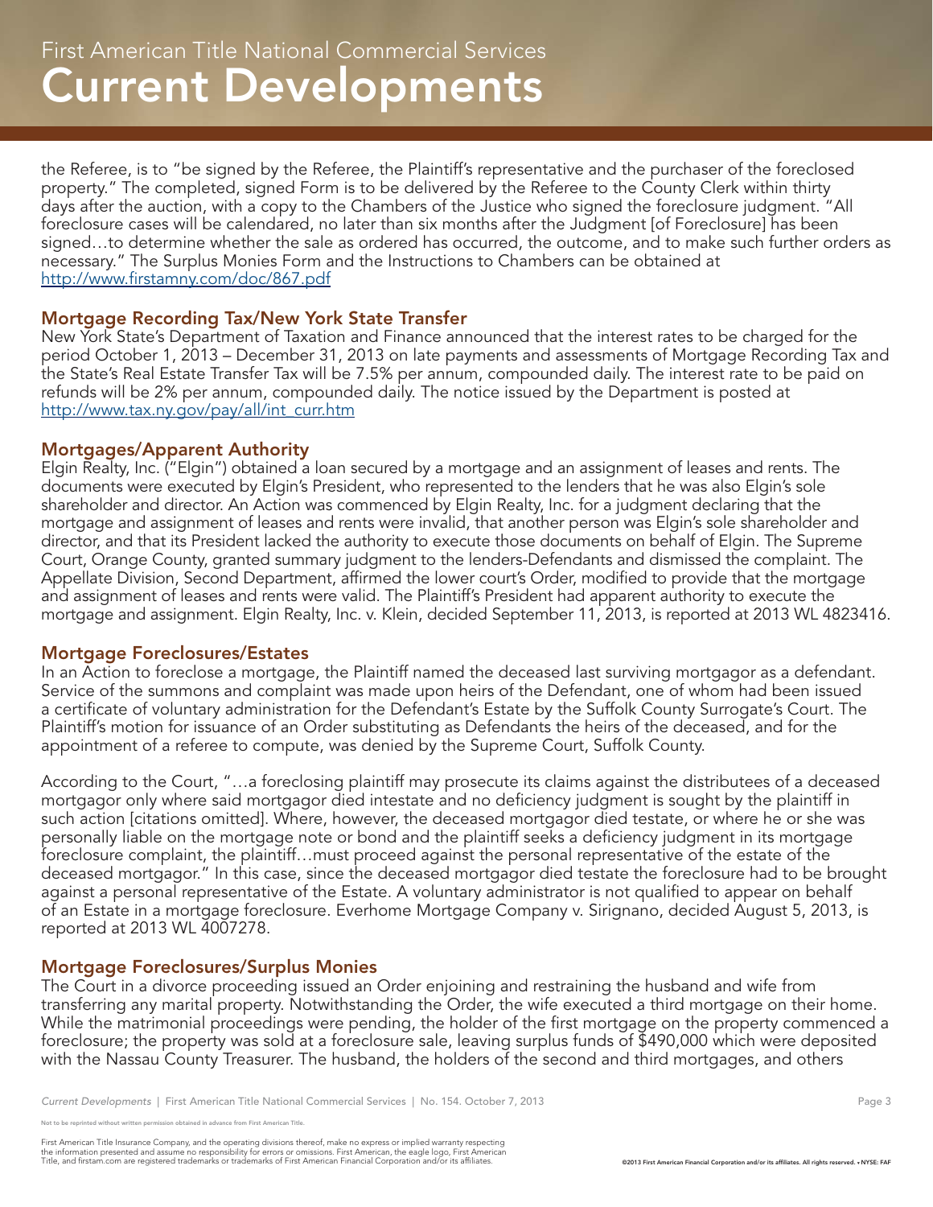the Referee, is to "be signed by the Referee, the Plaintiff's representative and the purchaser of the foreclosed property." The completed, signed Form is to be delivered by the Referee to the County Clerk within thirty days after the auction, with a copy to the Chambers of the Justice who signed the foreclosure judgment. "All foreclosure cases will be calendared, no later than six months after the Judgment [of Foreclosure] has been signed…to determine whether the sale as ordered has occurred, the outcome, and to make such further orders as necessary." The Surplus Monies Form and the Instructions to Chambers can be obtained at http://www.firstamny.com/doc/867.pdf

### Mortgage Recording Tax/New York State Transfer

New York State's Department of Taxation and Finance announced that the interest rates to be charged for the period October 1, 2013 – December 31, 2013 on late payments and assessments of Mortgage Recording Tax and the State's Real Estate Transfer Tax will be 7.5% per annum, compounded daily. The interest rate to be paid on refunds will be 2% per annum, compounded daily. The notice issued by the Department is posted at http://www.tax.ny.gov/pay/all/int_curr.htm

### Mortgages/Apparent Authority

Elgin Realty, Inc. ("Elgin") obtained a loan secured by a mortgage and an assignment of leases and rents. The documents were executed by Elgin's President, who represented to the lenders that he was also Elgin's sole shareholder and director. An Action was commenced by Elgin Realty, Inc. for a judgment declaring that the mortgage and assignment of leases and rents were invalid, that another person was Elgin's sole shareholder and director, and that its President lacked the authority to execute those documents on behalf of Elgin. The Supreme Court, Orange County, granted summary judgment to the lenders-Defendants and dismissed the complaint. The Appellate Division, Second Department, affirmed the lower court's Order, modified to provide that the mortgage and assignment of leases and rents were valid. The Plaintiff's President had apparent authority to execute the mortgage and assignment. Elgin Realty, Inc. v. Klein, decided September 11, 2013, is reported at 2013 WL 4823416.

### Mortgage Foreclosures/Estates

In an Action to foreclose a mortgage, the Plaintiff named the deceased last surviving mortgagor as a defendant. Service of the summons and complaint was made upon heirs of the Defendant, one of whom had been issued a certificate of voluntary administration for the Defendant's Estate by the Suffolk County Surrogate's Court. The Plaintiff's motion for issuance of an Order substituting as Defendants the heirs of the deceased, and for the appointment of a referee to compute, was denied by the Supreme Court, Suffolk County.

According to the Court, "…a foreclosing plaintiff may prosecute its claims against the distributees of a deceased mortgagor only where said mortgagor died intestate and no deficiency judgment is sought by the plaintiff in such action [citations omitted]. Where, however, the deceased mortgagor died testate, or where he or she was personally liable on the mortgage note or bond and the plaintiff seeks a deficiency judgment in its mortgage foreclosure complaint, the plaintiff…must proceed against the personal representative of the estate of the deceased mortgagor." In this case, since the deceased mortgagor died testate the foreclosure had to be brought against a personal representative of the Estate. A voluntary administrator is not qualified to appear on behalf of an Estate in a mortgage foreclosure. Everhome Mortgage Company v. Sirignano, decided August 5, 2013, is reported at 2013 WL 4007278.

### Mortgage Foreclosures/Surplus Monies

The Court in a divorce proceeding issued an Order enjoining and restraining the husband and wife from transferring any marital property. Notwithstanding the Order, the wife executed a third mortgage on their home. While the matrimonial proceedings were pending, the holder of the first mortgage on the property commenced a foreclosure; the property was sold at a foreclosure sale, leaving surplus funds of $490,000 which were deposited with the Nassau County Treasurer. The husband, the holders of the second and third mortgages, and others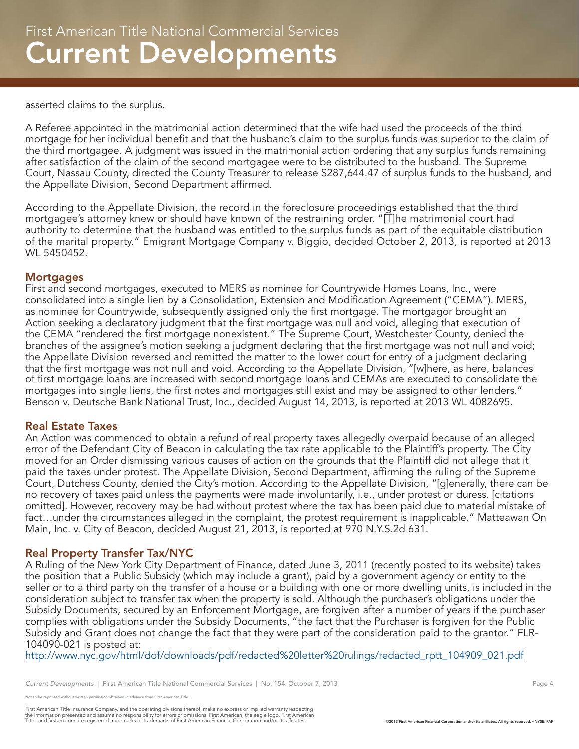asserted claims to the surplus.

A Referee appointed in the matrimonial action determined that the wife had used the proceeds of the third mortgage for her individual benefit and that the husband's claim to the surplus funds was superior to the claim of the third mortgagee. A judgment was issued in the matrimonial action ordering that any surplus funds remaining after satisfaction of the claim of the second mortgagee were to be distributed to the husband. The Supreme Court, Nassau County, directed the County Treasurer to release $287,644.47 of surplus funds to the husband, and the Appellate Division, Second Department affirmed.

According to the Appellate Division, the record in the foreclosure proceedings established that the third mortgagee's attorney knew or should have known of the restraining order. "[T]he matrimonial court had authority to determine that the husband was entitled to the surplus funds as part of the equitable distribution of the marital property." Emigrant Mortgage Company v. Biggio, decided October 2, 2013, is reported at 2013 WL 5450452.

## Mortgages

First and second mortgages, executed to MERS as nominee for Countrywide Homes Loans, Inc., were consolidated into a single lien by a Consolidation, Extension and Modification Agreement ("CEMA"). MERS, as nominee for Countrywide, subsequently assigned only the first mortgage. The mortgagor brought an Action seeking a declaratory judgment that the first mortgage was null and void, alleging that execution of the CEMA "rendered the first mortgage nonexistent." The Supreme Court, Westchester County, denied the branches of the assignee's motion seeking a judgment declaring that the first mortgage was not null and void; the Appellate Division reversed and remitted the matter to the lower court for entry of a judgment declaring that the first mortgage was not null and void. According to the Appellate Division, "[w]here, as here, balances of first mortgage loans are increased with second mortgage loans and CEMAs are executed to consolidate the mortgages into single liens, the first notes and mortgages still exist and may be assigned to other lenders." Benson v. Deutsche Bank National Trust, Inc., decided August 14, 2013, is reported at 2013 WL 4082695.

## Real Estate Taxes

An Action was commenced to obtain a refund of real property taxes allegedly overpaid because of an alleged error of the Defendant City of Beacon in calculating the tax rate applicable to the Plaintiff's property. The City moved for an Order dismissing various causes of action on the grounds that the Plaintiff did not allege that it paid the taxes under protest. The Appellate Division, Second Department, affirming the ruling of the Supreme Court, Dutchess County, denied the City's motion. According to the Appellate Division, "[g]enerally, there can be no recovery of taxes paid unless the payments were made involuntarily, i.e., under protest or duress. [citations omitted]. However, recovery may be had without protest where the tax has been paid due to material mistake of fact…under the circumstances alleged in the complaint, the protest requirement is inapplicable." Matteawan On Main, Inc. v. City of Beacon, decided August 21, 2013, is reported at 970 N.Y.S.2d 631.

## Real Property Transfer Tax/NYC

A Ruling of the New York City Department of Finance, dated June 3, 2011 (recently posted to its website) takes the position that a Public Subsidy (which may include a grant), paid by a government agency or entity to the seller or to a third party on the transfer of a house or a building with one or more dwelling units, is included in the consideration subject to transfer tax when the property is sold. Although the purchaser's obligations under the Subsidy Documents, secured by an Enforcement Mortgage, are forgiven after a number of years if the purchaser complies with obligations under the Subsidy Documents, "the fact that the Purchaser is forgiven for the Public Subsidy and Grant does not change the fact that they were part of the consideration paid to the grantor." FLR-104090-021 is posted at:
http://www.nyc.gov/html/dof/downloads/pdf/redacted%20letter%20rulings/redacted_rptt_104909_021.pdf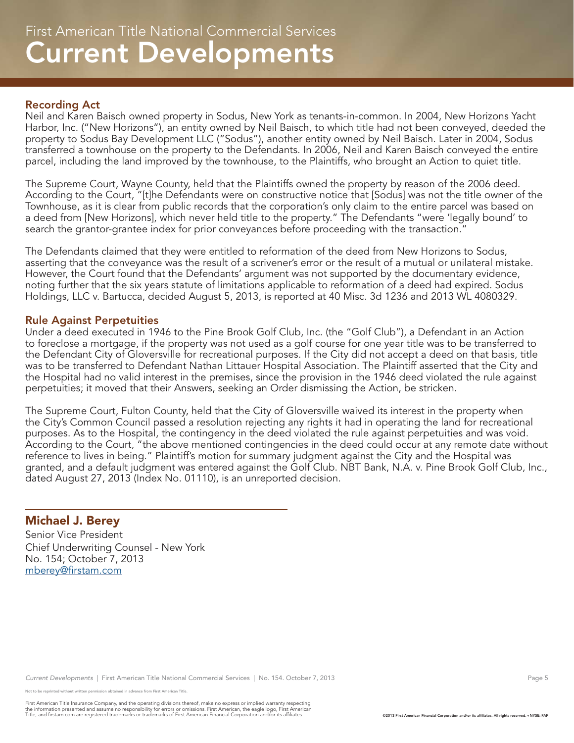## Recording Act

Neil and Karen Baisch owned property in Sodus, New York as tenants-in-common. In 2004, New Horizons Yacht Harbor, Inc. ("New Horizons"), an entity owned by Neil Baisch, to which title had not been conveyed, deeded the property to Sodus Bay Development LLC ("Sodus"), another entity owned by Neil Baisch. Later in 2004, Sodus transferred a townhouse on the property to the Defendants. In 2006, Neil and Karen Baisch conveyed the entire parcel, including the land improved by the townhouse, to the Plaintiffs, who brought an Action to quiet title.

The Supreme Court, Wayne County, held that the Plaintiffs owned the property by reason of the 2006 deed. According to the Court, "[t]he Defendants were on constructive notice that [Sodus] was not the title owner of the Townhouse, as it is clear from public records that the corporation's only claim to the entire parcel was based on a deed from [New Horizons], which never held title to the property." The Defendants "were 'legally bound' to search the grantor-grantee index for prior conveyances before proceeding with the transaction."

The Defendants claimed that they were entitled to reformation of the deed from New Horizons to Sodus, asserting that the conveyance was the result of a scrivener's error or the result of a mutual or unilateral mistake. However, the Court found that the Defendants' argument was not supported by the documentary evidence, noting further that the six years statute of limitations applicable to reformation of a deed had expired. Sodus Holdings, LLC v. Bartucca, decided August 5, 2013, is reported at 40 Misc. 3d 1236 and 2013 WL 4080329.

## Rule Against Perpetuities

Under a deed executed in 1946 to the Pine Brook Golf Club, Inc. (the "Golf Club"), a Defendant in an Action to foreclose a mortgage, if the property was not used as a golf course for one year title was to be transferred to the Defendant City of Gloversville for recreational purposes. If the City did not accept a deed on that basis, title was to be transferred to Defendant Nathan Littauer Hospital Association. The Plaintiff asserted that the City and the Hospital had no valid interest in the premises, since the provision in the 1946 deed violated the rule against perpetuities; it moved that their Answers, seeking an Order dismissing the Action, be stricken.

The Supreme Court, Fulton County, held that the City of Gloversville waived its interest in the property when the City's Common Council passed a resolution rejecting any rights it had in operating the land for recreational purposes. As to the Hospital, the contingency in the deed violated the rule against perpetuities and was void. According to the Court, "the above mentioned contingencies in the deed could occur at any remote date without reference to lives in being." Plaintiff's motion for summary judgment against the City and the Hospital was granted, and a default judgment was entered against the Golf Club. NBT Bank, N.A. v. Pine Brook Golf Club, Inc., dated August 27, 2013 (Index No. 01110), is an unreported decision.

---

**Michael J. Berey**
Senior Vice President
Chief Underwriting Counsel - New York
No. 154; October 7, 2013
mberey@firstam.com

Not to be reprinted without written permission obtained in advance from First American Title.

First American Title Insurance Company, and the operating divisions thereof, make no express or implied warranty respecting the information presented and assume no responsibility for errors or omissions. First American, the eagle logo, First American Title, and firstam.com are registered trademarks or trademarks of First American Financial Corporation and/or its affiliates.

©2013 First American Financial Corporation and/or its affiliates. All rights reserved. • NYSE: FAF